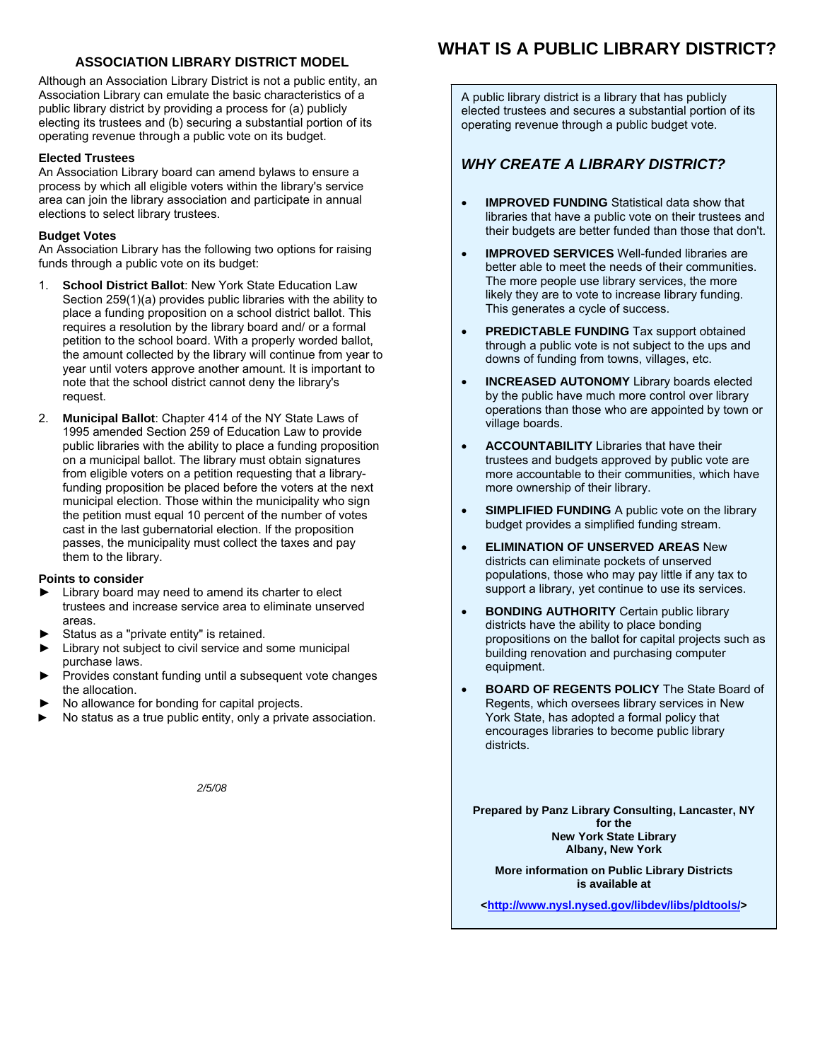## ASSOCIATION LIBRARY DISTRICT MODEL

Although an Association Library District is not a public entity, an Association Library can emulate the basic characteristics of a public library district by providing a process for (a) publicly electing its trustees and (b) securing a substantial portion of its operating revenue through a public vote on its budget.

### Elected Trustees

An Association Library board can amend bylaws to ensure a process by which all eligible voters within the library's service area can join the library association and participate in annual elections to select library trustees.

### Budget Votes

An Association Library has the following two options for raising funds through a public vote on its budget:

1. **School District Ballot**: New York State Education Law Section 259(1)(a) provides public libraries with the ability to place a funding proposition on a school district ballot. This requires a resolution by the library board and/ or a formal petition to the school board. With a properly worded ballot, the amount collected by the library will continue from year to year until voters approve another amount. It is important to note that the school district cannot deny the library's request.
2. **Municipal Ballot**: Chapter 414 of the NY State Laws of 1995 amended Section 259 of Education Law to provide public libraries with the ability to place a funding proposition on a municipal ballot. The library must obtain signatures from eligible voters on a petition requesting that a library-funding proposition be placed before the voters at the next municipal election. Those within the municipality who sign the petition must equal 10 percent of the number of votes cast in the last gubernatorial election. If the proposition passes, the municipality must collect the taxes and pay them to the library.

### Points to consider

- ► Library board may need to amend its charter to elect trustees and increase service area to eliminate unserved areas.
- ► Status as a "private entity" is retained.
- ► Library not subject to civil service and some municipal purchase laws.
- ► Provides constant funding until a subsequent vote changes the allocation.
- ► No allowance for bonding for capital projects.
- ► No status as a true public entity, only a private association.

*2/5/08*

# WHAT IS A PUBLIC LIBRARY DISTRICT?

A public library district is a library that has publicly elected trustees and secures a substantial portion of its operating revenue through a public budget vote.

## *WHY CREATE A LIBRARY DISTRICT?*

- **IMPROVED FUNDING** Statistical data show that libraries that have a public vote on their trustees and their budgets are better funded than those that don't.
- **IMPROVED SERVICES** Well-funded libraries are better able to meet the needs of their communities. The more people use library services, the more likely they are to vote to increase library funding. This generates a cycle of success.
- **PREDICTABLE FUNDING** Tax support obtained through a public vote is not subject to the ups and downs of funding from towns, villages, etc.
- **INCREASED AUTONOMY** Library boards elected by the public have much more control over library operations than those who are appointed by town or village boards.
- **ACCOUNTABILITY** Libraries that have their trustees and budgets approved by public vote are more accountable to their communities, which have more ownership of their library.
- **SIMPLIFIED FUNDING** A public vote on the library budget provides a simplified funding stream.
- **ELIMINATION OF UNSERVED AREAS** New districts can eliminate pockets of unserved populations, those who may pay little if any tax to support a library, yet continue to use its services.
- **BONDING AUTHORITY** Certain public library districts have the ability to place bonding propositions on the ballot for capital projects such as building renovation and purchasing computer equipment.
- **BOARD OF REGENTS POLICY** The State Board of Regents, which oversees library services in New York State, has adopted a formal policy that encourages libraries to become public library districts.

**Prepared by Panz Library Consulting, Lancaster, NY for the New York State Library Albany, New York**

**More information on Public Library Districts is available at**

**<http://www.nysl.nysed.gov/libdev/libs/pldtools/>**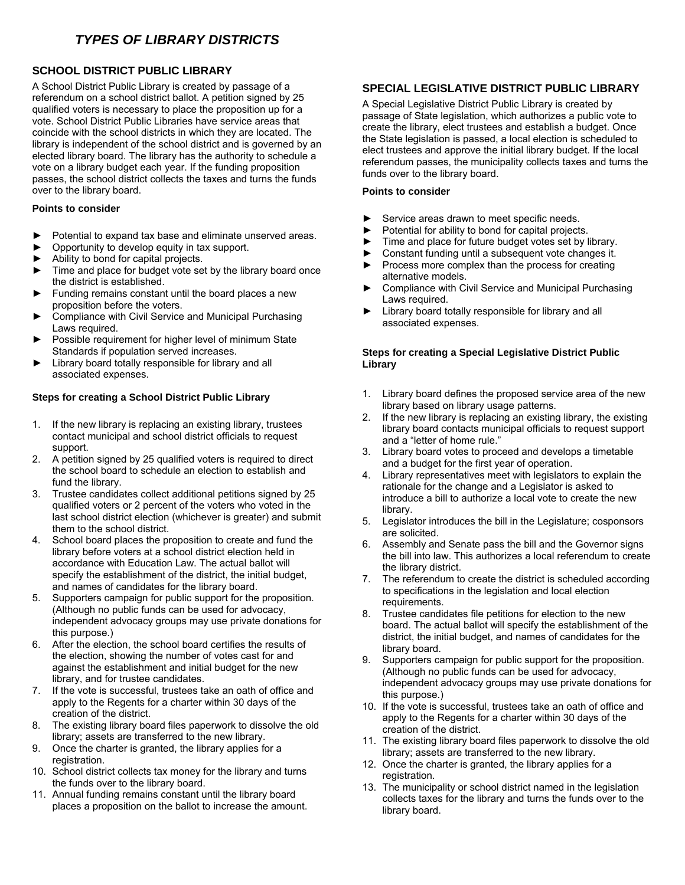# *TYPES OF LIBRARY DISTRICTS*

## SCHOOL DISTRICT PUBLIC LIBRARY

A School District Public Library is created by passage of a referendum on a school district ballot. A petition signed by 25 qualified voters is necessary to place the proposition up for a vote. School District Public Libraries have service areas that coincide with the school districts in which they are located. The library is independent of the school district and is governed by an elected library board. The library has the authority to schedule a vote on a library budget each year. If the funding proposition passes, the school district collects the taxes and turns the funds over to the library board.

**Points to consider**

- ► Potential to expand tax base and eliminate unserved areas.
- ► Opportunity to develop equity in tax support.
- ► Ability to bond for capital projects.
- ► Time and place for budget vote set by the library board once the district is established.
- ► Funding remains constant until the board places a new proposition before the voters.
- ► Compliance with Civil Service and Municipal Purchasing Laws required.
- ► Possible requirement for higher level of minimum State Standards if population served increases.
- ► Library board totally responsible for library and all associated expenses.

**Steps for creating a School District Public Library**

1. If the new library is replacing an existing library, trustees contact municipal and school district officials to request support.
2. A petition signed by 25 qualified voters is required to direct the school board to schedule an election to establish and fund the library.
3. Trustee candidates collect additional petitions signed by 25 qualified voters or 2 percent of the voters who voted in the last school district election (whichever is greater) and submit them to the school district.
4. School board places the proposition to create and fund the library before voters at a school district election held in accordance with Education Law. The actual ballot will specify the establishment of the district, the initial budget, and names of candidates for the library board.
5. Supporters campaign for public support for the proposition. (Although no public funds can be used for advocacy, independent advocacy groups may use private donations for this purpose.)
6. After the election, the school board certifies the results of the election, showing the number of votes cast for and against the establishment and initial budget for the new library, and for trustee candidates.
7. If the vote is successful, trustees take an oath of office and apply to the Regents for a charter within 30 days of the creation of the district.
8. The existing library board files paperwork to dissolve the old library; assets are transferred to the new library.
9. Once the charter is granted, the library applies for a registration.
10. School district collects tax money for the library and turns the funds over to the library board.
11. Annual funding remains constant until the library board places a proposition on the ballot to increase the amount.

## SPECIAL LEGISLATIVE DISTRICT PUBLIC LIBRARY

A Special Legislative District Public Library is created by passage of State legislation, which authorizes a public vote to create the library, elect trustees and establish a budget. Once the State legislation is passed, a local election is scheduled to elect trustees and approve the initial library budget. If the local referendum passes, the municipality collects taxes and turns the funds over to the library board.

**Points to consider**

- ► Service areas drawn to meet specific needs.
- ► Potential for ability to bond for capital projects.
- ► Time and place for future budget votes set by library.
- ► Constant funding until a subsequent vote changes it.
- ► Process more complex than the process for creating alternative models.
- ► Compliance with Civil Service and Municipal Purchasing Laws required.
- ► Library board totally responsible for library and all associated expenses.

**Steps for creating a Special Legislative District Public Library**

1. Library board defines the proposed service area of the new library based on library usage patterns.
2. If the new library is replacing an existing library, the existing library board contacts municipal officials to request support and a "letter of home rule."
3. Library board votes to proceed and develops a timetable and a budget for the first year of operation.
4. Library representatives meet with legislators to explain the rationale for the change and a Legislator is asked to introduce a bill to authorize a local vote to create the new library.
5. Legislator introduces the bill in the Legislature; cosponsors are solicited.
6. Assembly and Senate pass the bill and the Governor signs the bill into law. This authorizes a local referendum to create the library district.
7. The referendum to create the district is scheduled according to specifications in the legislation and local election requirements.
8. Trustee candidates file petitions for election to the new board. The actual ballot will specify the establishment of the district, the initial budget, and names of candidates for the library board.
9. Supporters campaign for public support for the proposition. (Although no public funds can be used for advocacy, independent advocacy groups may use private donations for this purpose.)
10. If the vote is successful, trustees take an oath of office and apply to the Regents for a charter within 30 days of the creation of the district.
11. The existing library board files paperwork to dissolve the old library; assets are transferred to the new library.
12. Once the charter is granted, the library applies for a registration.
13. The municipality or school district named in the legislation collects taxes for the library and turns the funds over to the library board.